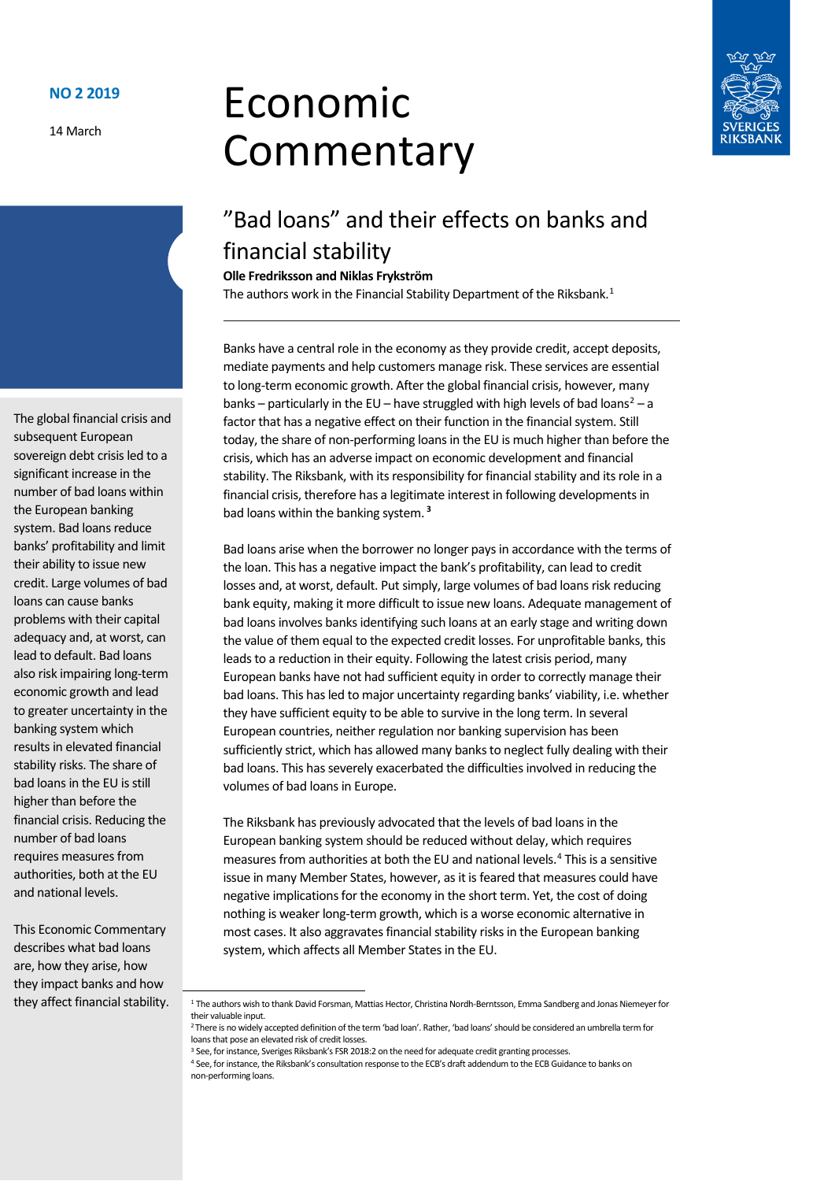NO 2 2019

14 March

# Economic Commentary

## ”Bad loans” and their effects on banks and financial stability

**Olle Fredriksson and Niklas Frykström**

The authors work in the Financial Stability Department of the Riksbank.[1]

The global financial crisis and subsequent European sovereign debt crisis led to a significant increase in the number of bad loans within the European banking system. Bad loans reduce banks' profitability and limit their ability to issue new credit. Large volumes of bad loans can cause banks problems with their capital adequacy and, at worst, can lead to default. Bad loans also risk impairing long-term economic growth and lead to greater uncertainty in the banking system which results in elevated financial stability risks. The share of bad loans in the EU is still higher than before the financial crisis. Reducing the number of bad loans requires measures from authorities, both at the EU and national levels.

This Economic Commentary describes what bad loans are, how they arise, how they impact banks and how they affect financial stability.

Banks have a central role in the economy as they provide credit, accept deposits, mediate payments and help customers manage risk. These services are essential to long-term economic growth. After the global financial crisis, however, many banks – particularly in the EU – have struggled with high levels of bad loans[2] – a factor that has a negative effect on their function in the financial system. Still today, the share of non-performing loans in the EU is much higher than before the crisis, which has an adverse impact on economic development and financial stability. The Riksbank, with its responsibility for financial stability and its role in a financial crisis, therefore has a legitimate interest in following developments in bad loans within the banking system.[3]

Bad loans arise when the borrower no longer pays in accordance with the terms of the loan. This has a negative impact the bank's profitability, can lead to credit losses and, at worst, default. Put simply, large volumes of bad loans risk reducing bank equity, making it more difficult to issue new loans. Adequate management of bad loans involves banks identifying such loans at an early stage and writing down the value of them equal to the expected credit losses. For unprofitable banks, this leads to a reduction in their equity. Following the latest crisis period, many European banks have not had sufficient equity in order to correctly manage their bad loans. This has led to major uncertainty regarding banks' viability, i.e. whether they have sufficient equity to be able to survive in the long term. In several European countries, neither regulation nor banking supervision has been sufficiently strict, which has allowed many banks to neglect fully dealing with their bad loans. This has severely exacerbated the difficulties involved in reducing the volumes of bad loans in Europe.

The Riksbank has previously advocated that the levels of bad loans in the European banking system should be reduced without delay, which requires measures from authorities at both the EU and national levels.[4] This is a sensitive issue in many Member States, however, as it is feared that measures could have negative implications for the economy in the short term. Yet, the cost of doing nothing is weaker long-term growth, which is a worse economic alternative in most cases. It also aggravates financial stability risks in the European banking system, which affects all Member States in the EU.

---

[1] The authors wish to thank David Forsman, Mattias Hector, Christina Nordh-Berntsson, Emma Sandberg and Jonas Niemeyer for their valuable input.

[2] There is no widely accepted definition of the term 'bad loan'. Rather, 'bad loans' should be considered an umbrella term for loans that pose an elevated risk of credit losses.

[3] See, for instance, Sveriges Riksbank's FSR 2018:2 on the need for adequate credit granting processes.

[4] See, for instance, the Riksbank's consultation response to the ECB's draft addendum to the ECB Guidance to banks on non-performing loans.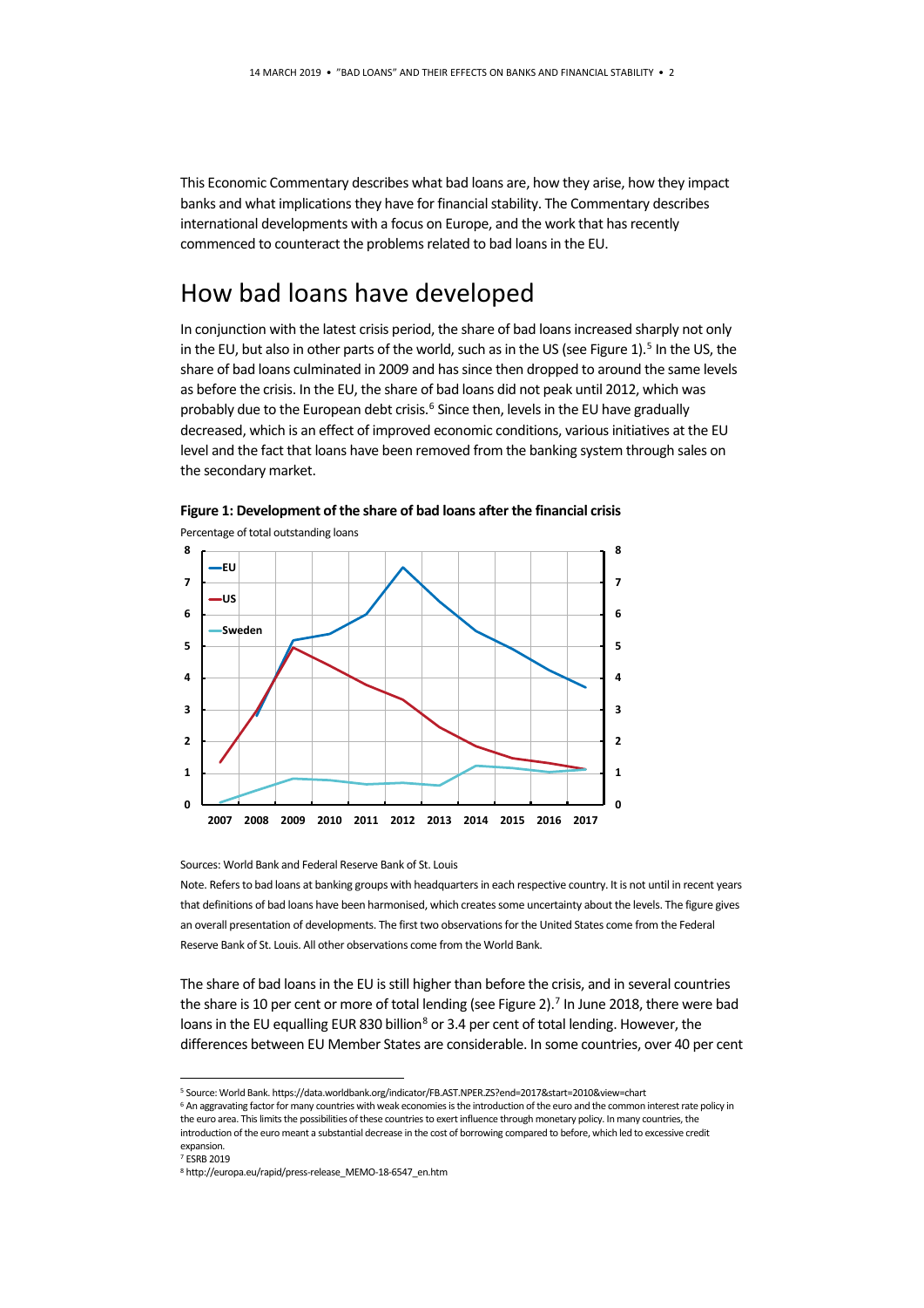This Economic Commentary describes what bad loans are, how they arise, how they impact banks and what implications they have for financial stability. The Commentary describes international developments with a focus on Europe, and the work that has recently commenced to counteract the problems related to bad loans in the EU.

## How bad loans have developed

In conjunction with the latest crisis period, the share of bad loans increased sharply not only in the EU, but also in other parts of the world, such as in the US (see Figure 1).[5] In the US, the share of bad loans culminated in 2009 and has since then dropped to around the same levels as before the crisis. In the EU, the share of bad loans did not peak until 2012, which was probably due to the European debt crisis.[6] Since then, levels in the EU have gradually decreased, which is an effect of improved economic conditions, various initiatives at the EU level and the fact that loans have been removed from the banking system through sales on the secondary market.

**Figure 1: Development of the share of bad loans after the financial crisis**

Percentage of total outstanding loans

Sources: World Bank and Federal Reserve Bank of St. Louis

Note. Refers to bad loans at banking groups with headquarters in each respective country. It is not until in recent years that definitions of bad loans have been harmonised, which creates some uncertainty about the levels. The figure gives an overall presentation of developments. The first two observations for the United States come from the Federal Reserve Bank of St. Louis. All other observations come from the World Bank.

The share of bad loans in the EU is still higher than before the crisis, and in several countries the share is 10 per cent or more of total lending (see Figure 2).[7] In June 2018, there were bad loans in the EU equalling EUR 830 billion[8] or 3.4 per cent of total lending. However, the differences between EU Member States are considerable. In some countries, over 40 per cent

---

[5] Source: World Bank. https://data.worldbank.org/indicator/FB.AST.NPER.ZS?end=2017&start=2010&view=chart

[6] An aggravating factor for many countries with weak economies is the introduction of the euro and the common interest rate policy in the euro area. This limits the possibilities of these countries to exert influence through monetary policy. In many countries, the introduction of the euro meant a substantial decrease in the cost of borrowing compared to before, which led to excessive credit expansion.

[7] ESRB 2019

[8] http://europa.eu/rapid/press-release_MEMO-18-6547_en.htm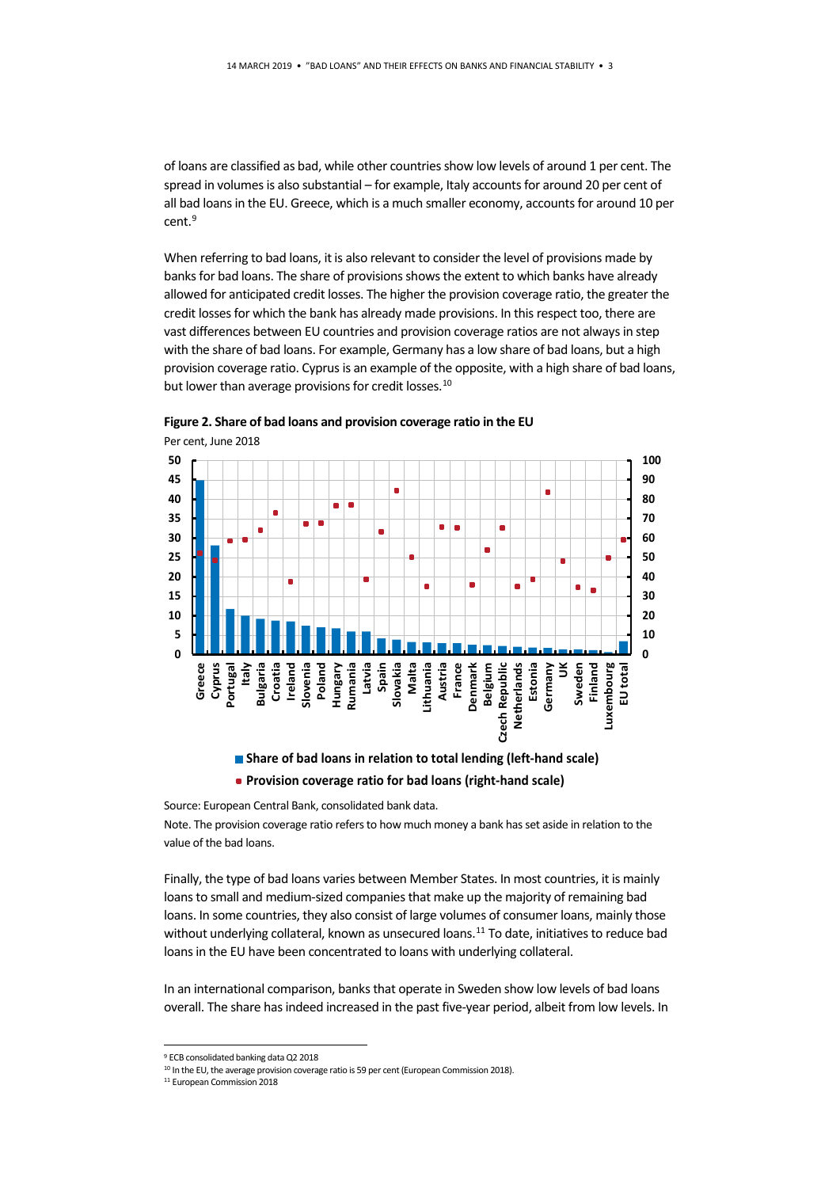of loans are classified as bad, while other countries show low levels of around 1 per cent. The spread in volumes is also substantial – for example, Italy accounts for around 20 per cent of all bad loans in the EU. Greece, which is a much smaller economy, accounts for around 10 per cent.[9]

When referring to bad loans, it is also relevant to consider the level of provisions made by banks for bad loans. The share of provisions shows the extent to which banks have already allowed for anticipated credit losses. The higher the provision coverage ratio, the greater the credit losses for which the bank has already made provisions. In this respect too, there are vast differences between EU countries and provision coverage ratios are not always in step with the share of bad loans. For example, Germany has a low share of bad loans, but a high provision coverage ratio. Cyprus is an example of the opposite, with a high share of bad loans, but lower than average provisions for credit losses.[10]

**Figure 2. Share of bad loans and provision coverage ratio in the EU**

Per cent, June 2018

■ Share of bad loans in relation to total lending (left-hand scale)

● Provision coverage ratio for bad loans (right-hand scale)

Source: European Central Bank, consolidated bank data.

Note. The provision coverage ratio refers to how much money a bank has set aside in relation to the value of the bad loans.

Finally, the type of bad loans varies between Member States. In most countries, it is mainly loans to small and medium-sized companies that make up the majority of remaining bad loans. In some countries, they also consist of large volumes of consumer loans, mainly those without underlying collateral, known as unsecured loans.[11] To date, initiatives to reduce bad loans in the EU have been concentrated to loans with underlying collateral.

In an international comparison, banks that operate in Sweden show low levels of bad loans overall. The share has indeed increased in the past five-year period, albeit from low levels. In

---

[9] ECB consolidated banking data Q2 2018

[10] In the EU, the average provision coverage ratio is 59 per cent (European Commission 2018).

[11] European Commission 2018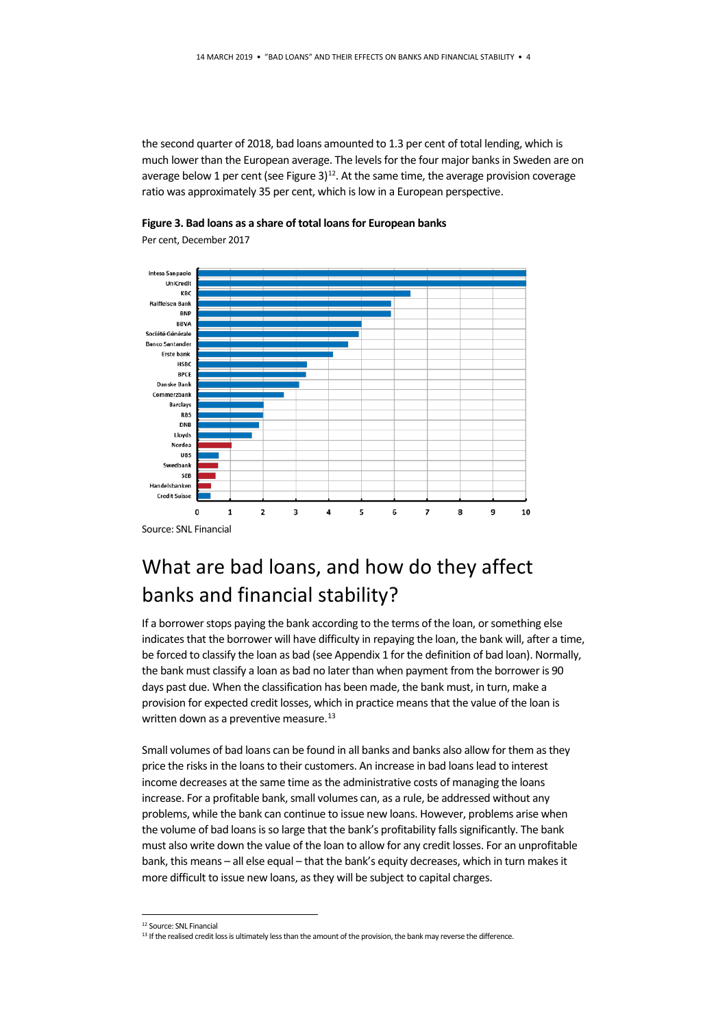the second quarter of 2018, bad loans amounted to 1.3 per cent of total lending, which is much lower than the European average. The levels for the four major banks in Sweden are on average below 1 per cent (see Figure 3)[12]. At the same time, the average provision coverage ratio was approximately 35 per cent, which is low in a European perspective.

**Figure 3. Bad loans as a share of total loans for European banks**

Per cent, December 2017

Source: SNL Financial

## What are bad loans, and how do they affect banks and financial stability?

If a borrower stops paying the bank according to the terms of the loan, or something else indicates that the borrower will have difficulty in repaying the loan, the bank will, after a time, be forced to classify the loan as bad (see Appendix 1 for the definition of bad loan). Normally, the bank must classify a loan as bad no later than when payment from the borrower is 90 days past due. When the classification has been made, the bank must, in turn, make a provision for expected credit losses, which in practice means that the value of the loan is written down as a preventive measure.[13]

Small volumes of bad loans can be found in all banks and banks also allow for them as they price the risks in the loans to their customers. An increase in bad loans lead to interest income decreases at the same time as the administrative costs of managing the loans increase. For a profitable bank, small volumes can, as a rule, be addressed without any problems, while the bank can continue to issue new loans. However, problems arise when the volume of bad loans is so large that the bank's profitability falls significantly. The bank must also write down the value of the loan to allow for any credit losses. For an unprofitable bank, this means – all else equal – that the bank's equity decreases, which in turn makes it more difficult to issue new loans, as they will be subject to capital charges.

---

[12] Source: SNL Financial

[13] If the realised credit loss is ultimately less than the amount of the provision, the bank may reverse the difference.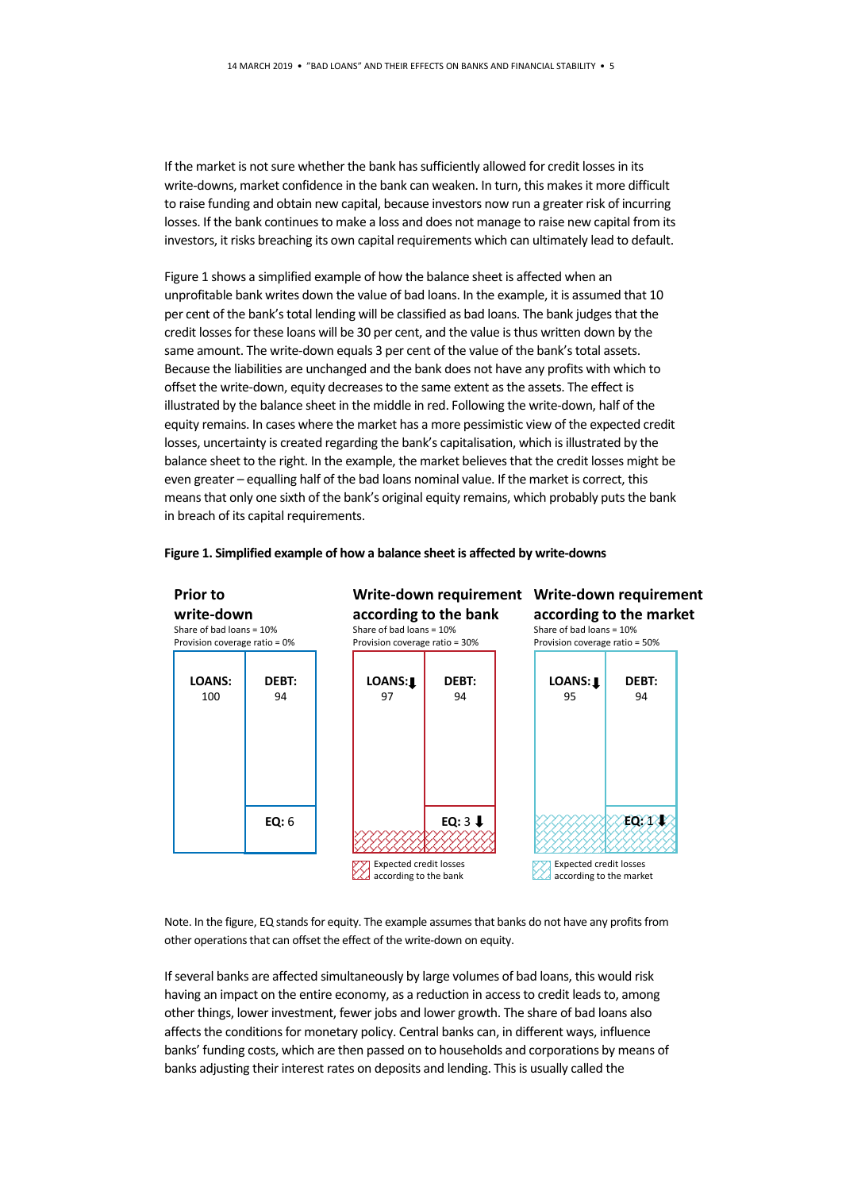If the market is not sure whether the bank has sufficiently allowed for credit losses in its write-downs, market confidence in the bank can weaken. In turn, this makes it more difficult to raise funding and obtain new capital, because investors now run a greater risk of incurring losses. If the bank continues to make a loss and does not manage to raise new capital from its investors, it risks breaching its own capital requirements which can ultimately lead to default.

Figure 1 shows a simplified example of how the balance sheet is affected when an unprofitable bank writes down the value of bad loans. In the example, it is assumed that 10 per cent of the bank's total lending will be classified as bad loans. The bank judges that the credit losses for these loans will be 30 per cent, and the value is thus written down by the same amount. The write-down equals 3 per cent of the value of the bank's total assets. Because the liabilities are unchanged and the bank does not have any profits with which to offset the write-down, equity decreases to the same extent as the assets. The effect is illustrated by the balance sheet in the middle in red. Following the write-down, half of the equity remains. In cases where the market has a more pessimistic view of the expected credit losses, uncertainty is created regarding the bank's capitalisation, which is illustrated by the balance sheet to the right. In the example, the market believes that the credit losses might be even greater – equalling half of the bad loans nominal value. If the market is correct, this means that only one sixth of the bank's original equity remains, which probably puts the bank in breach of its capital requirements.

**Figure 1. Simplified example of how a balance sheet is affected by write-downs**

**Prior to write-down**
Share of bad loans = 10%
Provision coverage ratio = 0%

| LOANS: 100 | DEBT: 94 |
|---|---|
| | EQ: 6 |

**Write-down requirement according to the bank**
Share of bad loans = 10%
Provision coverage ratio = 30%

| LOANS: ⬇ 97 | DEBT: 94 |
|---|---|
| | EQ: 3 ⬇ |

Expected credit losses according to the bank

**Write-down requirement according to the market**
Share of bad loans = 10%
Provision coverage ratio = 50%

| LOANS: ⬇ 95 | DEBT: 94 |
|---|---|
| | EQ: 1 ⬇ |

Expected credit losses according to the market

Note. In the figure, EQ stands for equity. The example assumes that banks do not have any profits from other operations that can offset the effect of the write-down on equity.

If several banks are affected simultaneously by large volumes of bad loans, this would risk having an impact on the entire economy, as a reduction in access to credit leads to, among other things, lower investment, fewer jobs and lower growth. The share of bad loans also affects the conditions for monetary policy. Central banks can, in different ways, influence banks' funding costs, which are then passed on to households and corporations by means of banks adjusting their interest rates on deposits and lending. This is usually called the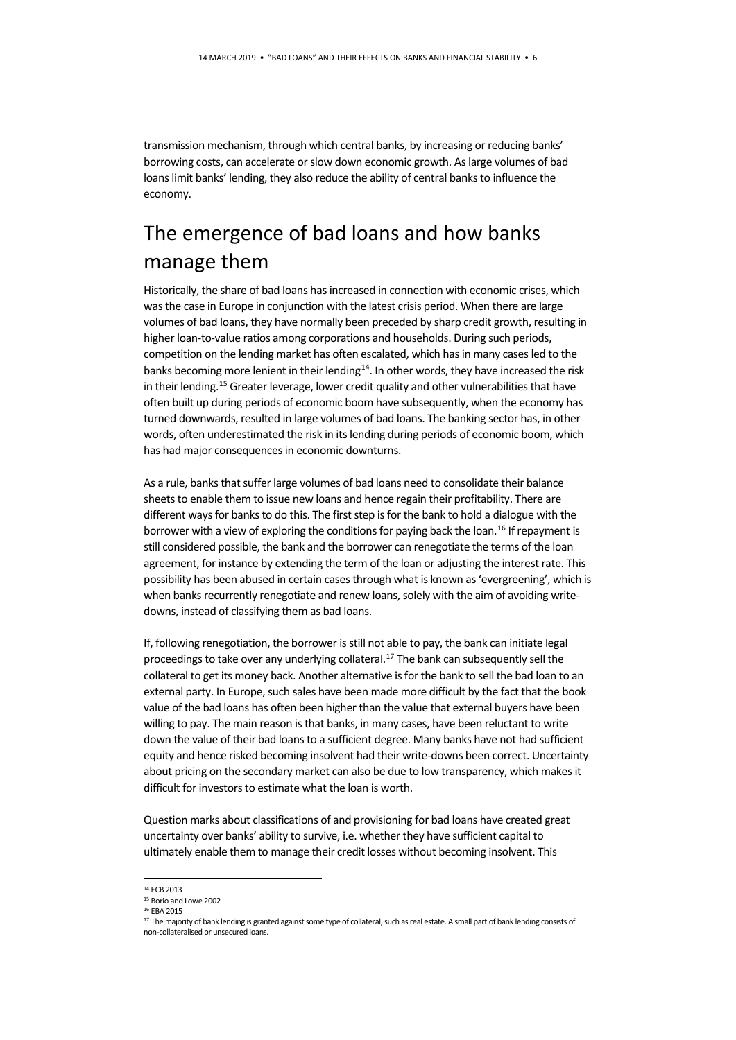transmission mechanism, through which central banks, by increasing or reducing banks' borrowing costs, can accelerate or slow down economic growth. As large volumes of bad loans limit banks' lending, they also reduce the ability of central banks to influence the economy.

# The emergence of bad loans and how banks manage them

Historically, the share of bad loans has increased in connection with economic crises, which was the case in Europe in conjunction with the latest crisis period. When there are large volumes of bad loans, they have normally been preceded by sharp credit growth, resulting in higher loan-to-value ratios among corporations and households. During such periods, competition on the lending market has often escalated, which has in many cases led to the banks becoming more lenient in their lending[14]. In other words, they have increased the risk in their lending.[15] Greater leverage, lower credit quality and other vulnerabilities that have often built up during periods of economic boom have subsequently, when the economy has turned downwards, resulted in large volumes of bad loans. The banking sector has, in other words, often underestimated the risk in its lending during periods of economic boom, which has had major consequences in economic downturns.

As a rule, banks that suffer large volumes of bad loans need to consolidate their balance sheets to enable them to issue new loans and hence regain their profitability. There are different ways for banks to do this. The first step is for the bank to hold a dialogue with the borrower with a view of exploring the conditions for paying back the loan.[16] If repayment is still considered possible, the bank and the borrower can renegotiate the terms of the loan agreement, for instance by extending the term of the loan or adjusting the interest rate. This possibility has been abused in certain cases through what is known as 'evergreening', which is when banks recurrently renegotiate and renew loans, solely with the aim of avoiding write-downs, instead of classifying them as bad loans.

If, following renegotiation, the borrower is still not able to pay, the bank can initiate legal proceedings to take over any underlying collateral.[17] The bank can subsequently sell the collateral to get its money back. Another alternative is for the bank to sell the bad loan to an external party. In Europe, such sales have been made more difficult by the fact that the book value of the bad loans has often been higher than the value that external buyers have been willing to pay. The main reason is that banks, in many cases, have been reluctant to write down the value of their bad loans to a sufficient degree. Many banks have not had sufficient equity and hence risked becoming insolvent had their write-downs been correct. Uncertainty about pricing on the secondary market can also be due to low transparency, which makes it difficult for investors to estimate what the loan is worth.

Question marks about classifications of and provisioning for bad loans have created great uncertainty over banks' ability to survive, i.e. whether they have sufficient capital to ultimately enable them to manage their credit losses without becoming insolvent. This

---

[14] ECB 2013

[15] Borio and Lowe 2002

[16] EBA 2015

[17] The majority of bank lending is granted against some type of collateral, such as real estate. A small part of bank lending consists of non-collateralised or unsecured loans.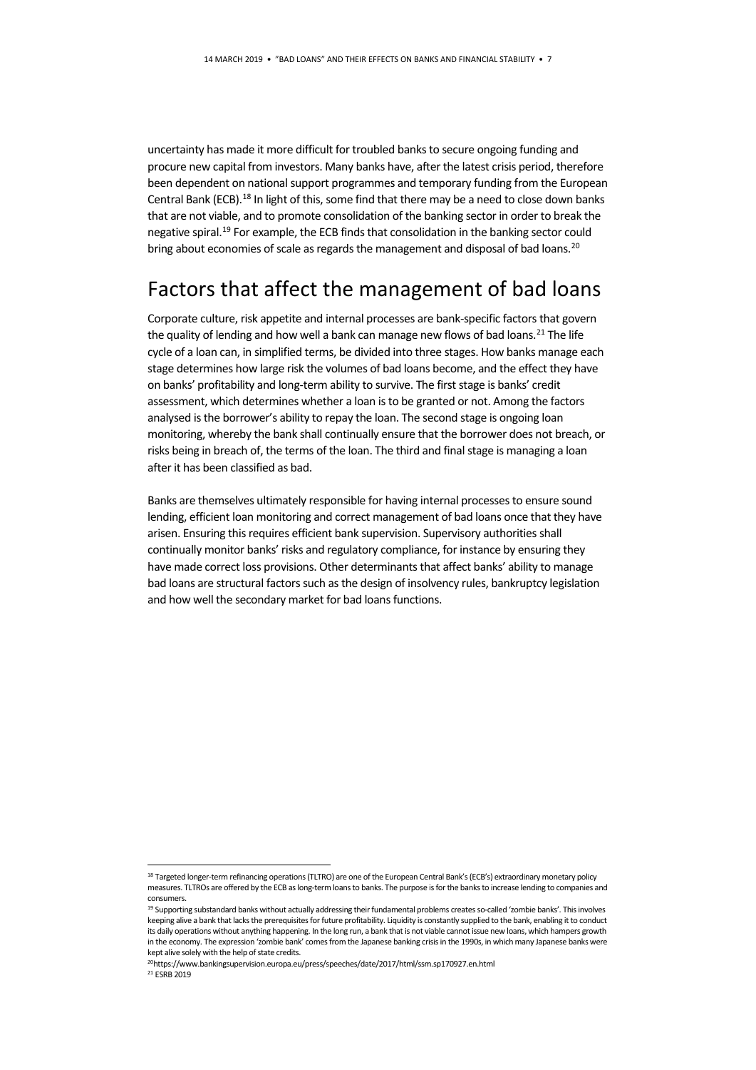uncertainty has made it more difficult for troubled banks to secure ongoing funding and procure new capital from investors. Many banks have, after the latest crisis period, therefore been dependent on national support programmes and temporary funding from the European Central Bank (ECB).[18] In light of this, some find that there may be a need to close down banks that are not viable, and to promote consolidation of the banking sector in order to break the negative spiral.[19] For example, the ECB finds that consolidation in the banking sector could bring about economies of scale as regards the management and disposal of bad loans.[20]

## Factors that affect the management of bad loans

Corporate culture, risk appetite and internal processes are bank-specific factors that govern the quality of lending and how well a bank can manage new flows of bad loans.[21] The life cycle of a loan can, in simplified terms, be divided into three stages. How banks manage each stage determines how large risk the volumes of bad loans become, and the effect they have on banks' profitability and long-term ability to survive. The first stage is banks' credit assessment, which determines whether a loan is to be granted or not. Among the factors analysed is the borrower's ability to repay the loan. The second stage is ongoing loan monitoring, whereby the bank shall continually ensure that the borrower does not breach, or risks being in breach of, the terms of the loan. The third and final stage is managing a loan after it has been classified as bad.

Banks are themselves ultimately responsible for having internal processes to ensure sound lending, efficient loan monitoring and correct management of bad loans once that they have arisen. Ensuring this requires efficient bank supervision. Supervisory authorities shall continually monitor banks' risks and regulatory compliance, for instance by ensuring they have made correct loss provisions. Other determinants that affect banks' ability to manage bad loans are structural factors such as the design of insolvency rules, bankruptcy legislation and how well the secondary market for bad loans functions.

---

[18] Targeted longer-term refinancing operations (TLTRO) are one of the European Central Bank's (ECB's) extraordinary monetary policy measures. TLTROs are offered by the ECB as long-term loans to banks. The purpose is for the banks to increase lending to companies and consumers.

[19] Supporting substandard banks without actually addressing their fundamental problems creates so-called 'zombie banks'. This involves keeping alive a bank that lacks the prerequisites for future profitability. Liquidity is constantly supplied to the bank, enabling it to conduct its daily operations without anything happening. In the long run, a bank that is not viable cannot issue new loans, which hampers growth in the economy. The expression 'zombie bank' comes from the Japanese banking crisis in the 1990s, in which many Japanese banks were kept alive solely with the help of state credits.

[20] https://www.bankingsupervision.europa.eu/press/speeches/date/2017/html/ssm.sp170927.en.html

[21] ESRB 2019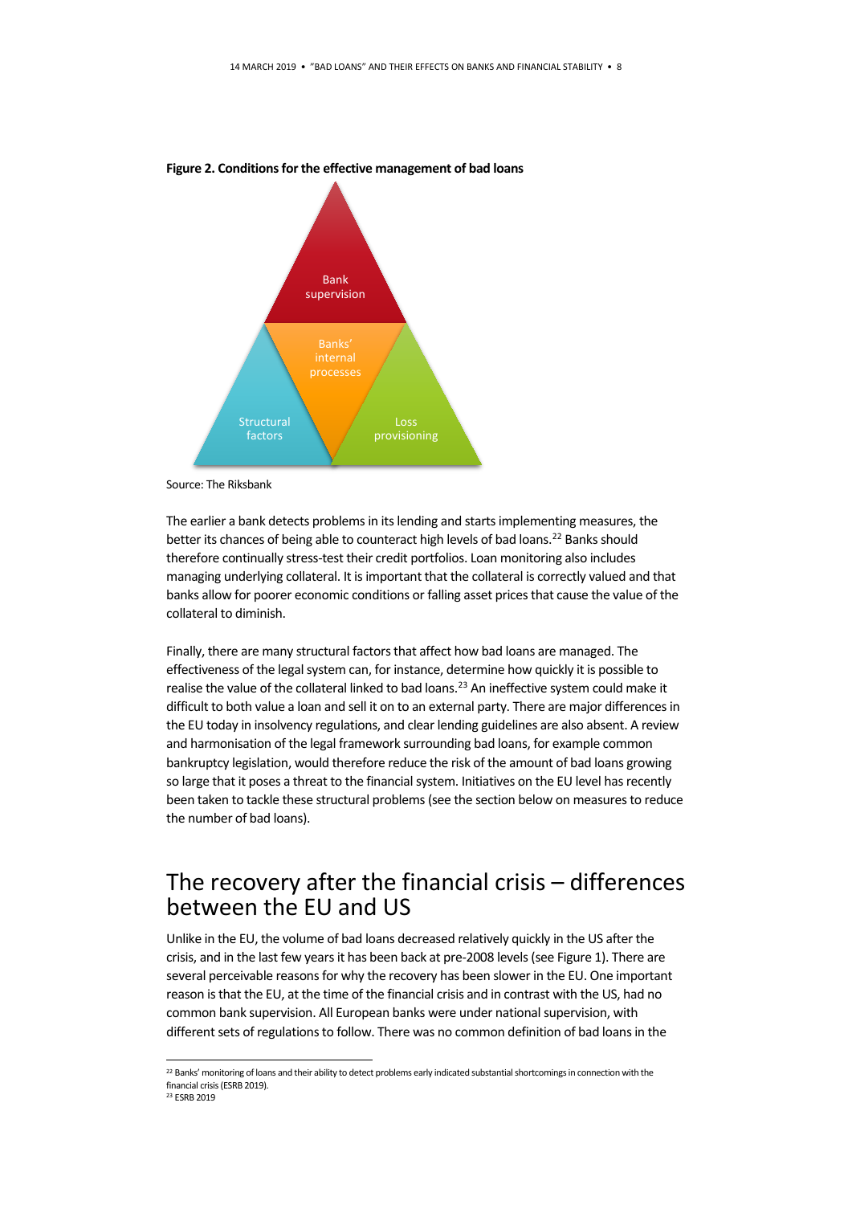**Figure 2. Conditions for the effective management of bad loans**

Bank supervision

Banks' internal processes

Structural factors

Loss provisioning

Source: The Riksbank

The earlier a bank detects problems in its lending and starts implementing measures, the better its chances of being able to counteract high levels of bad loans.[22] Banks should therefore continually stress-test their credit portfolios. Loan monitoring also includes managing underlying collateral. It is important that the collateral is correctly valued and that banks allow for poorer economic conditions or falling asset prices that cause the value of the collateral to diminish.

Finally, there are many structural factors that affect how bad loans are managed. The effectiveness of the legal system can, for instance, determine how quickly it is possible to realise the value of the collateral linked to bad loans.[23] An ineffective system could make it difficult to both value a loan and sell it on to an external party. There are major differences in the EU today in insolvency regulations, and clear lending guidelines are also absent. A review and harmonisation of the legal framework surrounding bad loans, for example common bankruptcy legislation, would therefore reduce the risk of the amount of bad loans growing so large that it poses a threat to the financial system. Initiatives on the EU level has recently been taken to tackle these structural problems (see the section below on measures to reduce the number of bad loans).

## The recovery after the financial crisis – differences between the EU and US

Unlike in the EU, the volume of bad loans decreased relatively quickly in the US after the crisis, and in the last few years it has been back at pre-2008 levels (see Figure 1). There are several perceivable reasons for why the recovery has been slower in the EU. One important reason is that the EU, at the time of the financial crisis and in contrast with the US, had no common bank supervision. All European banks were under national supervision, with different sets of regulations to follow. There was no common definition of bad loans in the

[22] Banks' monitoring of loans and their ability to detect problems early indicated substantial shortcomings in connection with the financial crisis (ESRB 2019).

[23] ESRB 2019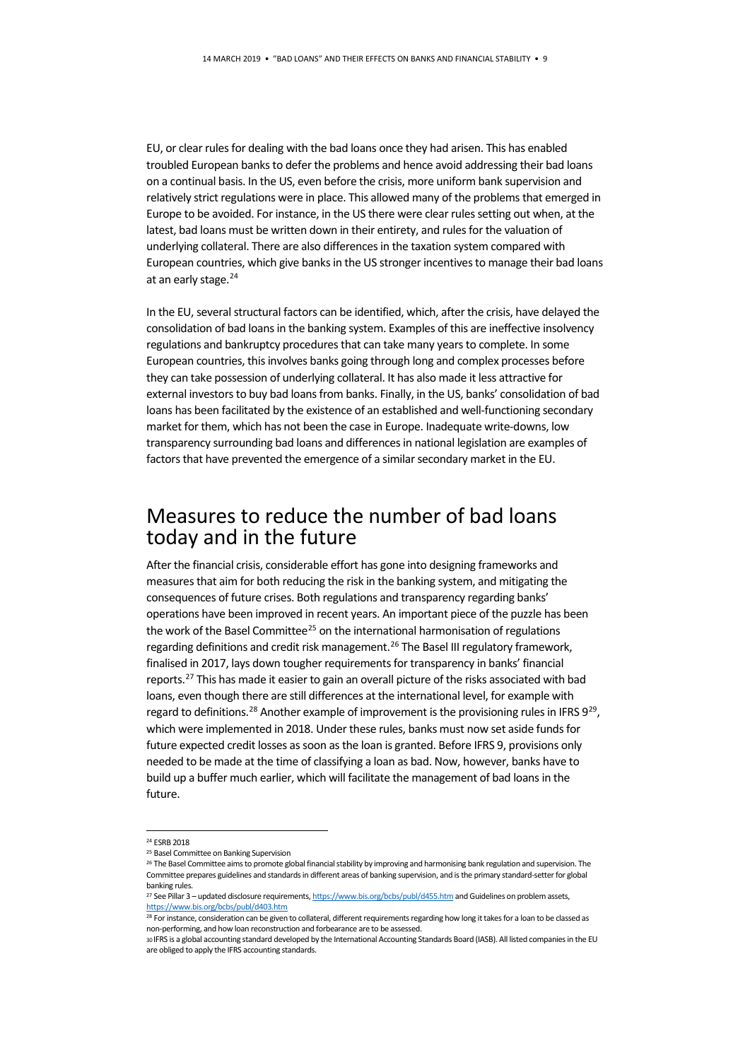EU, or clear rules for dealing with the bad loans once they had arisen. This has enabled troubled European banks to defer the problems and hence avoid addressing their bad loans on a continual basis. In the US, even before the crisis, more uniform bank supervision and relatively strict regulations were in place. This allowed many of the problems that emerged in Europe to be avoided. For instance, in the US there were clear rules setting out when, at the latest, bad loans must be written down in their entirety, and rules for the valuation of underlying collateral. There are also differences in the taxation system compared with European countries, which give banks in the US stronger incentives to manage their bad loans at an early stage.[24]

In the EU, several structural factors can be identified, which, after the crisis, have delayed the consolidation of bad loans in the banking system. Examples of this are ineffective insolvency regulations and bankruptcy procedures that can take many years to complete. In some European countries, this involves banks going through long and complex processes before they can take possession of underlying collateral. It has also made it less attractive for external investors to buy bad loans from banks. Finally, in the US, banks' consolidation of bad loans has been facilitated by the existence of an established and well-functioning secondary market for them, which has not been the case in Europe. Inadequate write-downs, low transparency surrounding bad loans and differences in national legislation are examples of factors that have prevented the emergence of a similar secondary market in the EU.

## Measures to reduce the number of bad loans today and in the future

After the financial crisis, considerable effort has gone into designing frameworks and measures that aim for both reducing the risk in the banking system, and mitigating the consequences of future crises. Both regulations and transparency regarding banks' operations have been improved in recent years. An important piece of the puzzle has been the work of the Basel Committee[25] on the international harmonisation of regulations regarding definitions and credit risk management.[26] The Basel III regulatory framework, finalised in 2017, lays down tougher requirements for transparency in banks' financial reports.[27] This has made it easier to gain an overall picture of the risks associated with bad loans, even though there are still differences at the international level, for example with regard to definitions.[28] Another example of improvement is the provisioning rules in IFRS 9[29], which were implemented in 2018. Under these rules, banks must now set aside funds for future expected credit losses as soon as the loan is granted. Before IFRS 9, provisions only needed to be made at the time of classifying a loan as bad. Now, however, banks have to build up a buffer much earlier, which will facilitate the management of bad loans in the future.

---

[24] ESRB 2018

[25] Basel Committee on Banking Supervision

[26] The Basel Committee aims to promote global financial stability by improving and harmonising bank regulation and supervision. The Committee prepares guidelines and standards in different areas of banking supervision, and is the primary standard-setter for global banking rules.

[27] See Pillar 3 – updated disclosure requirements, https://www.bis.org/bcbs/publ/d455.htm and Guidelines on problem assets, https://www.bis.org/bcbs/publ/d403.htm

[28] For instance, consideration can be given to collateral, different requirements regarding how long it takes for a loan to be classed as non-performing, and how loan reconstruction and forbearance are to be assessed.

[30] IFRS is a global accounting standard developed by the International Accounting Standards Board (IASB). All listed companies in the EU are obliged to apply the IFRS accounting standards.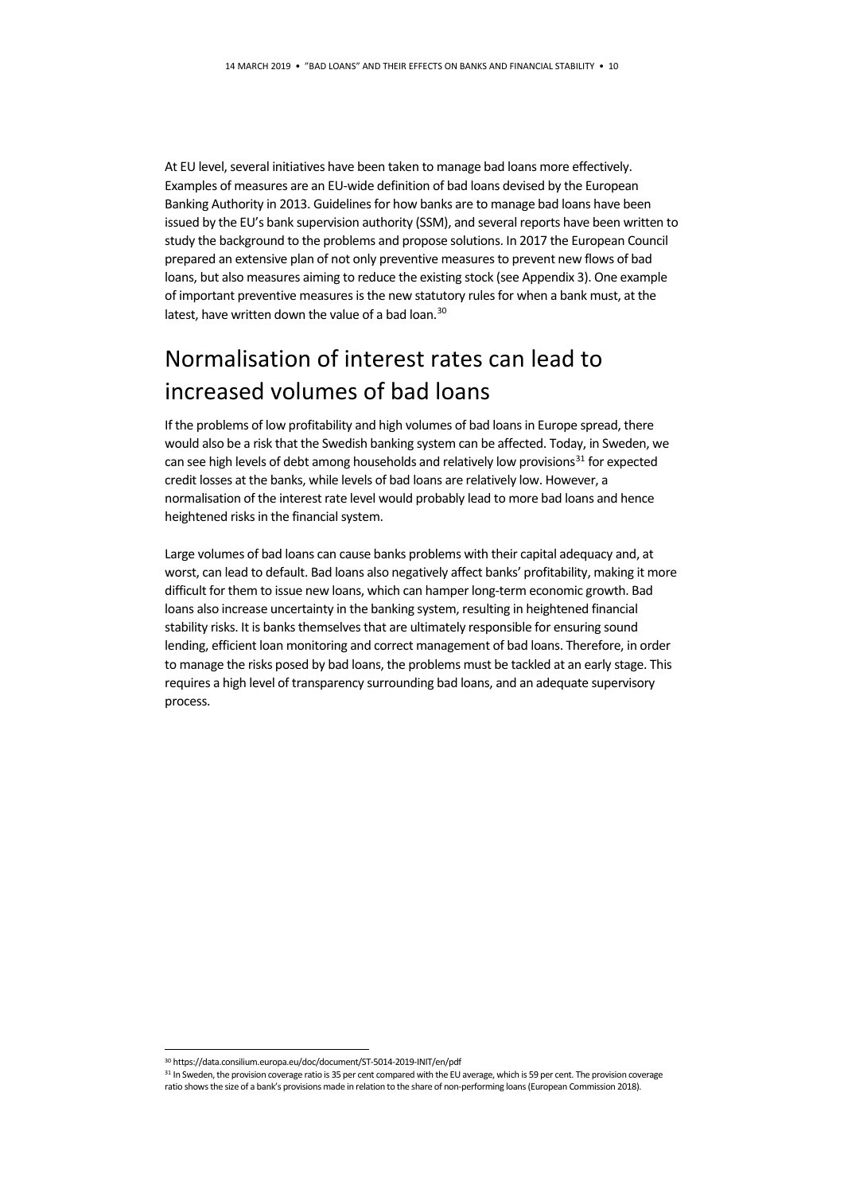At EU level, several initiatives have been taken to manage bad loans more effectively. Examples of measures are an EU-wide definition of bad loans devised by the European Banking Authority in 2013. Guidelines for how banks are to manage bad loans have been issued by the EU's bank supervision authority (SSM), and several reports have been written to study the background to the problems and propose solutions. In 2017 the European Council prepared an extensive plan of not only preventive measures to prevent new flows of bad loans, but also measures aiming to reduce the existing stock (see Appendix 3). One example of important preventive measures is the new statutory rules for when a bank must, at the latest, have written down the value of a bad loan.[30]

## Normalisation of interest rates can lead to increased volumes of bad loans

If the problems of low profitability and high volumes of bad loans in Europe spread, there would also be a risk that the Swedish banking system can be affected. Today, in Sweden, we can see high levels of debt among households and relatively low provisions[31] for expected credit losses at the banks, while levels of bad loans are relatively low. However, a normalisation of the interest rate level would probably lead to more bad loans and hence heightened risks in the financial system.

Large volumes of bad loans can cause banks problems with their capital adequacy and, at worst, can lead to default. Bad loans also negatively affect banks' profitability, making it more difficult for them to issue new loans, which can hamper long-term economic growth. Bad loans also increase uncertainty in the banking system, resulting in heightened financial stability risks. It is banks themselves that are ultimately responsible for ensuring sound lending, efficient loan monitoring and correct management of bad loans. Therefore, in order to manage the risks posed by bad loans, the problems must be tackled at an early stage. This requires a high level of transparency surrounding bad loans, and an adequate supervisory process.

---

[30] https://data.consilium.europa.eu/doc/document/ST-5014-2019-INIT/en/pdf

[31] In Sweden, the provision coverage ratio is 35 per cent compared with the EU average, which is 59 per cent. The provision coverage ratio shows the size of a bank's provisions made in relation to the share of non-performing loans (European Commission 2018).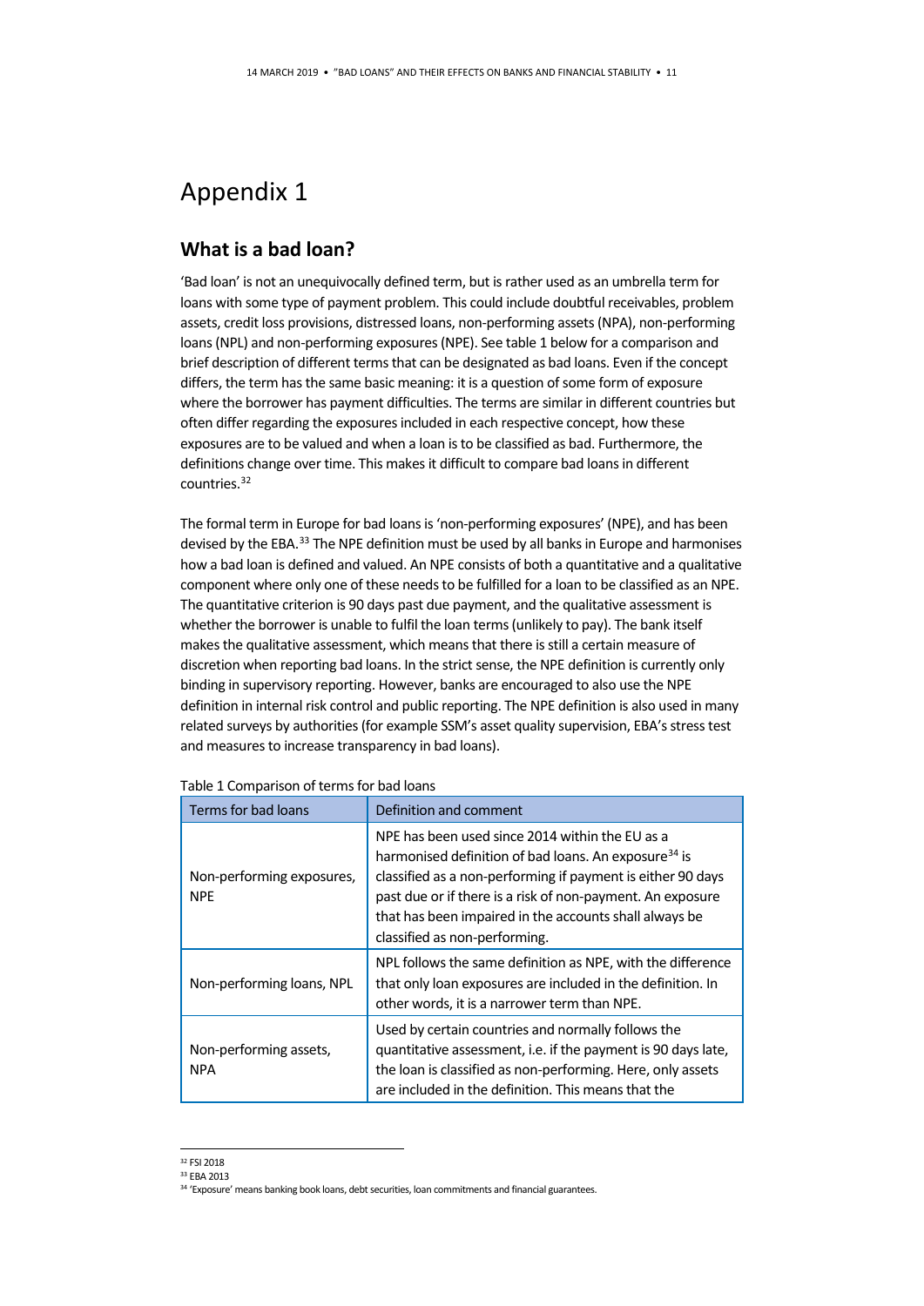# Appendix 1

## What is a bad loan?

'Bad loan' is not an unequivocally defined term, but is rather used as an umbrella term for loans with some type of payment problem. This could include doubtful receivables, problem assets, credit loss provisions, distressed loans, non-performing assets (NPA), non-performing loans (NPL) and non-performing exposures (NPE). See table 1 below for a comparison and brief description of different terms that can be designated as bad loans. Even if the concept differs, the term has the same basic meaning: it is a question of some form of exposure where the borrower has payment difficulties. The terms are similar in different countries but often differ regarding the exposures included in each respective concept, how these exposures are to be valued and when a loan is to be classified as bad. Furthermore, the definitions change over time. This makes it difficult to compare bad loans in different countries.[32]

The formal term in Europe for bad loans is 'non-performing exposures' (NPE), and has been devised by the EBA.[33] The NPE definition must be used by all banks in Europe and harmonises how a bad loan is defined and valued. An NPE consists of both a quantitative and a qualitative component where only one of these needs to be fulfilled for a loan to be classified as an NPE. The quantitative criterion is 90 days past due payment, and the qualitative assessment is whether the borrower is unable to fulfil the loan terms (unlikely to pay). The bank itself makes the qualitative assessment, which means that there is still a certain measure of discretion when reporting bad loans. In the strict sense, the NPE definition is currently only binding in supervisory reporting. However, banks are encouraged to also use the NPE definition in internal risk control and public reporting. The NPE definition is also used in many related surveys by authorities (for example SSM's asset quality supervision, EBA's stress test and measures to increase transparency in bad loans).

Table 1 Comparison of terms for bad loans

| Terms for bad loans | Definition and comment |
| --- | --- |
| Non-performing exposures, NPE | NPE has been used since 2014 within the EU as a harmonised definition of bad loans. An exposure[34] is classified as a non-performing if payment is either 90 days past due or if there is a risk of non-payment. An exposure that has been impaired in the accounts shall always be classified as non-performing. |
| Non-performing loans, NPL | NPL follows the same definition as NPE, with the difference that only loan exposures are included in the definition. In other words, it is a narrower term than NPE. |
| Non-performing assets, NPA | Used by certain countries and normally follows the quantitative assessment, i.e. if the payment is 90 days late, the loan is classified as non-performing. Here, only assets are included in the definition. This means that the |

[32] FSI 2018

[33] EBA 2013

[34] 'Exposure' means banking book loans, debt securities, loan commitments and financial guarantees.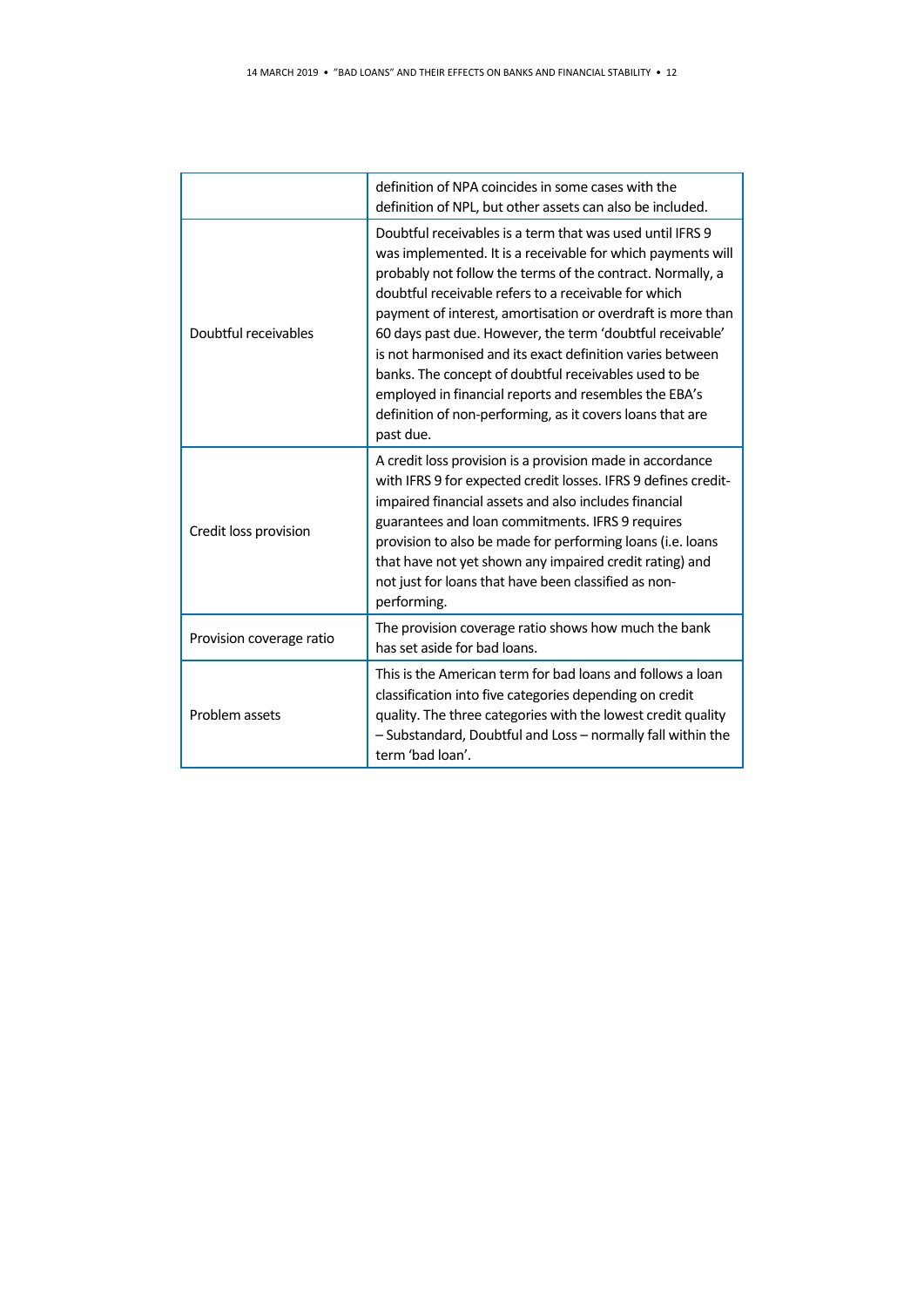| | |
|---|---|
| | definition of NPA coincides in some cases with the definition of NPL, but other assets can also be included. |
| Doubtful receivables | Doubtful receivables is a term that was used until IFRS 9 was implemented. It is a receivable for which payments will probably not follow the terms of the contract. Normally, a doubtful receivable refers to a receivable for which payment of interest, amortisation or overdraft is more than 60 days past due. However, the term 'doubtful receivable' is not harmonised and its exact definition varies between banks. The concept of doubtful receivables used to be employed in financial reports and resembles the EBA's definition of non-performing, as it covers loans that are past due. |
| Credit loss provision | A credit loss provision is a provision made in accordance with IFRS 9 for expected credit losses. IFRS 9 defines credit-impaired financial assets and also includes financial guarantees and loan commitments. IFRS 9 requires provision to also be made for performing loans (i.e. loans that have not yet shown any impaired credit rating) and not just for loans that have been classified as non-performing. |
| Provision coverage ratio | The provision coverage ratio shows how much the bank has set aside for bad loans. |
| Problem assets | This is the American term for bad loans and follows a loan classification into five categories depending on credit quality. The three categories with the lowest credit quality – Substandard, Doubtful and Loss – normally fall within the term 'bad loan'. |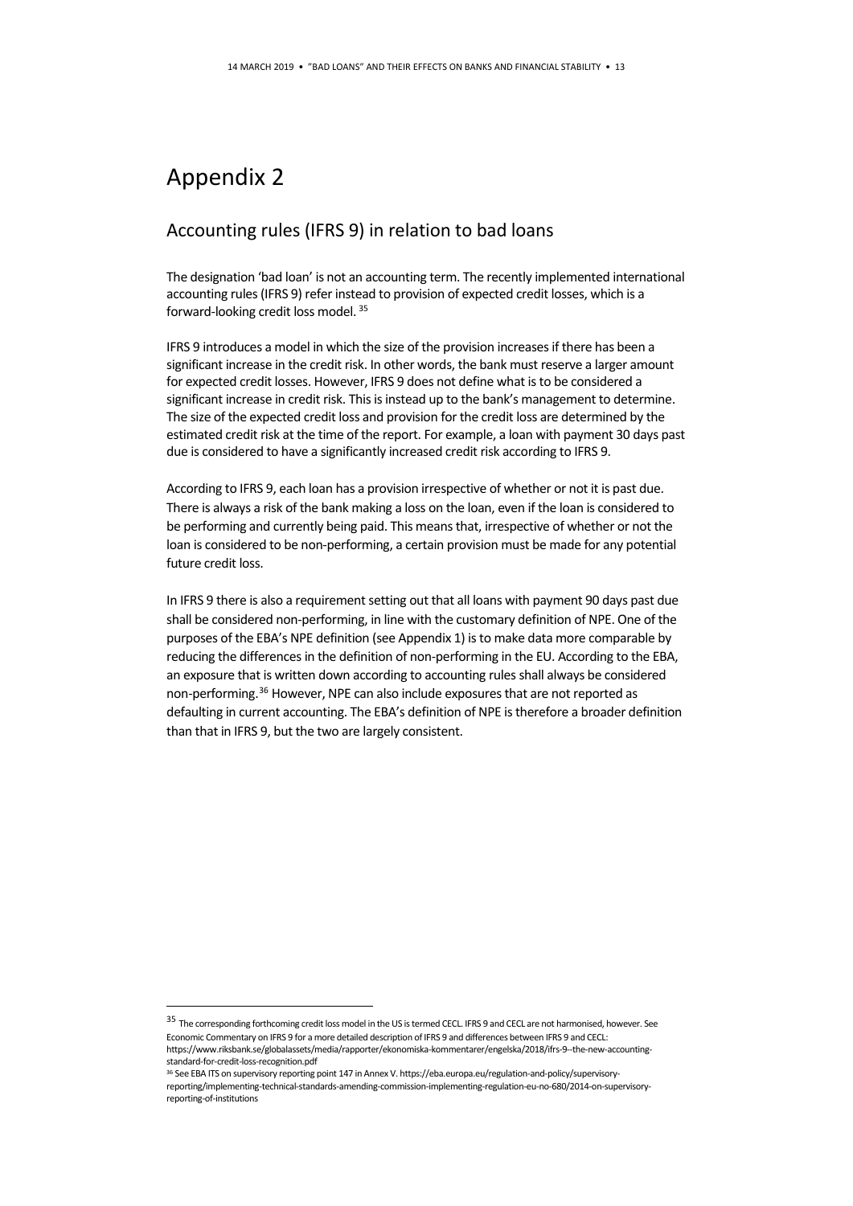# Appendix 2

## Accounting rules (IFRS 9) in relation to bad loans

The designation 'bad loan' is not an accounting term. The recently implemented international accounting rules (IFRS 9) refer instead to provision of expected credit losses, which is a forward-looking credit loss model. [35]

IFRS 9 introduces a model in which the size of the provision increases if there has been a significant increase in the credit risk. In other words, the bank must reserve a larger amount for expected credit losses. However, IFRS 9 does not define what is to be considered a significant increase in credit risk. This is instead up to the bank's management to determine. The size of the expected credit loss and provision for the credit loss are determined by the estimated credit risk at the time of the report. For example, a loan with payment 30 days past due is considered to have a significantly increased credit risk according to IFRS 9.

According to IFRS 9, each loan has a provision irrespective of whether or not it is past due. There is always a risk of the bank making a loss on the loan, even if the loan is considered to be performing and currently being paid. This means that, irrespective of whether or not the loan is considered to be non-performing, a certain provision must be made for any potential future credit loss.

In IFRS 9 there is also a requirement setting out that all loans with payment 90 days past due shall be considered non-performing, in line with the customary definition of NPE. One of the purposes of the EBA's NPE definition (see Appendix 1) is to make data more comparable by reducing the differences in the definition of non-performing in the EU. According to the EBA, an exposure that is written down according to accounting rules shall always be considered non-performing.[36] However, NPE can also include exposures that are not reported as defaulting in current accounting. The EBA's definition of NPE is therefore a broader definition than that in IFRS 9, but the two are largely consistent.

---

[35] The corresponding forthcoming credit loss model in the US is termed CECL. IFRS 9 and CECL are not harmonised, however. See Economic Commentary on IFRS 9 for a more detailed description of IFRS 9 and differences between IFRS 9 and CECL: https://www.riksbank.se/globalassets/media/rapporter/ekonomiska-kommentarer/engelska/2018/ifrs-9--the-new-accounting-standard-for-credit-loss-recognition.pdf

[36] See EBA ITS on supervisory reporting point 147 in Annex V. https://eba.europa.eu/regulation-and-policy/supervisory-reporting/implementing-technical-standards-amending-commission-implementing-regulation-eu-no-680/2014-on-supervisory-reporting-of-institutions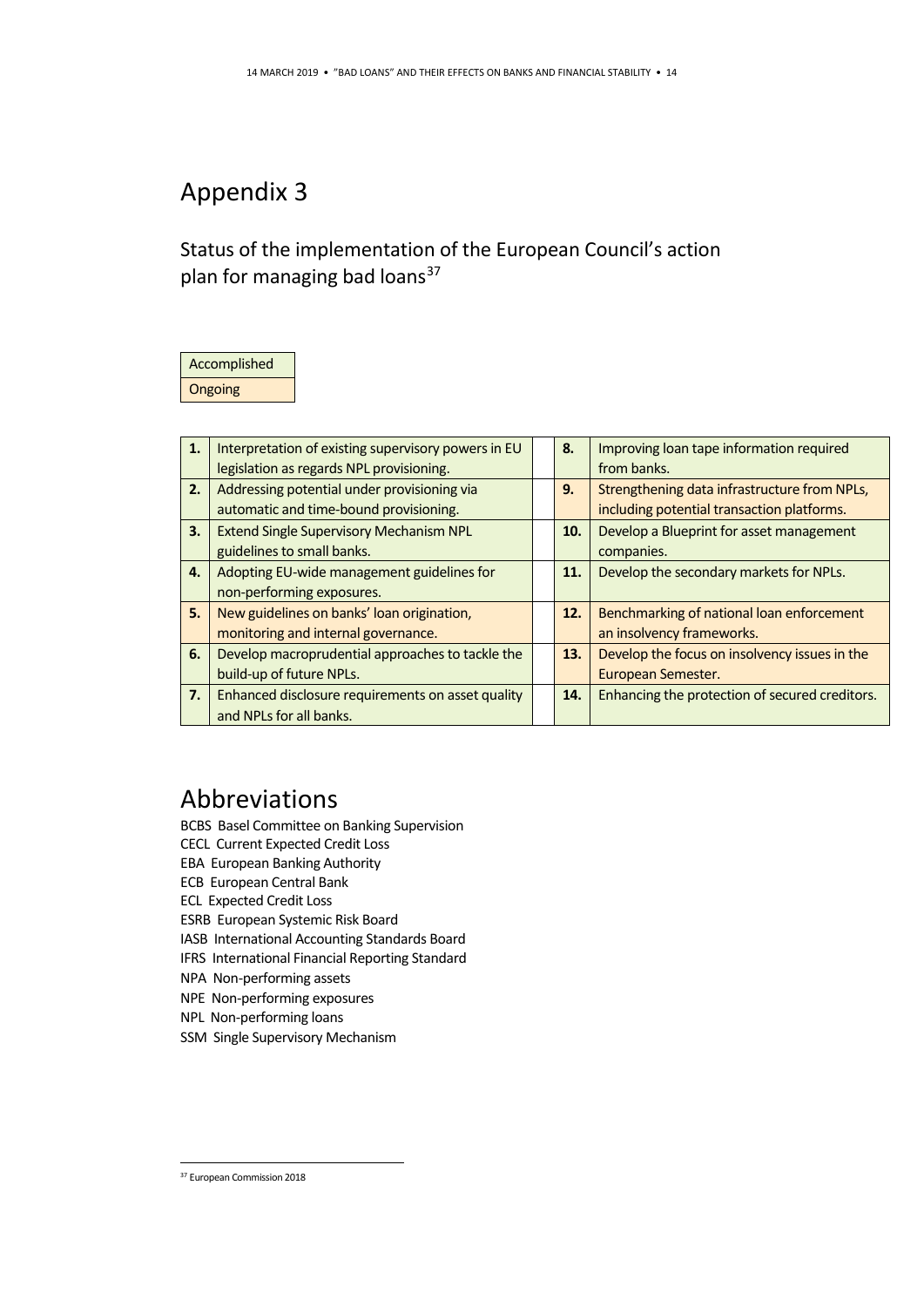# Appendix 3

## Status of the implementation of the European Council's action plan for managing bad loans[37]

| Legend |
|---|
| Accomplished |
| Ongoing |

| | | | | |
|---|---|---|---|---|
| **1.** | Interpretation of existing supervisory powers in EU legislation as regards NPL provisioning. | | **8.** | Improving loan tape information required from banks. |
| **2.** | Addressing potential under provisioning via automatic and time-bound provisioning. | | **9.** | Strengthening data infrastructure from NPLs, including potential transaction platforms. |
| **3.** | Extend Single Supervisory Mechanism NPL guidelines to small banks. | | **10.** | Develop a Blueprint for asset management companies. |
| **4.** | Adopting EU-wide management guidelines for non-performing exposures. | | **11.** | Develop the secondary markets for NPLs. |
| **5.** | New guidelines on banks' loan origination, monitoring and internal governance. | | **12.** | Benchmarking of national loan enforcement an insolvency frameworks. |
| **6.** | Develop macroprudential approaches to tackle the build-up of future NPLs. | | **13.** | Develop the focus on insolvency issues in the European Semester. |
| **7.** | Enhanced disclosure requirements on asset quality and NPLs for all banks. | | **14.** | Enhancing the protection of secured creditors. |

# Abbreviations

BCBS Basel Committee on Banking Supervision
CECL Current Expected Credit Loss
EBA European Banking Authority
ECB European Central Bank
ECL Expected Credit Loss
ESRB European Systemic Risk Board
IASB International Accounting Standards Board
IFRS International Financial Reporting Standard
NPA Non-performing assets
NPE Non-performing exposures
NPL Non-performing loans
SSM Single Supervisory Mechanism

[37] European Commission 2018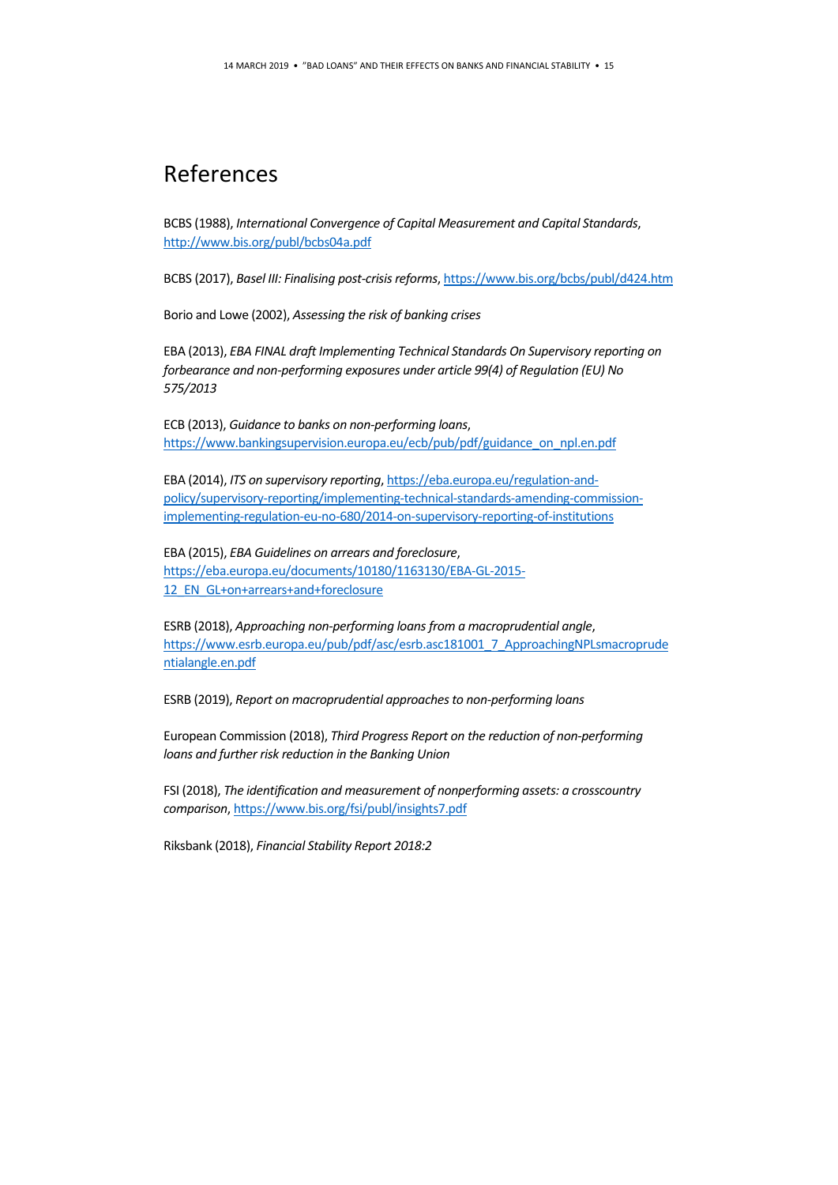# References

BCBS (1988), *International Convergence of Capital Measurement and Capital Standards*, http://www.bis.org/publ/bcbs04a.pdf

BCBS (2017), *Basel III: Finalising post-crisis reforms*, https://www.bis.org/bcbs/publ/d424.htm

Borio and Lowe (2002), *Assessing the risk of banking crises*

EBA (2013), *EBA FINAL draft Implementing Technical Standards On Supervisory reporting on forbearance and non-performing exposures under article 99(4) of Regulation (EU) No 575/2013*

ECB (2013), *Guidance to banks on non-performing loans*, https://www.bankingsupervision.europa.eu/ecb/pub/pdf/guidance_on_npl.en.pdf

EBA (2014), *ITS on supervisory reporting*, https://eba.europa.eu/regulation-and-policy/supervisory-reporting/implementing-technical-standards-amending-commission-implementing-regulation-eu-no-680/2014-on-supervisory-reporting-of-institutions

EBA (2015), *EBA Guidelines on arrears and foreclosure*, https://eba.europa.eu/documents/10180/1163130/EBA-GL-2015-12_EN_GL+on+arrears+and+foreclosure

ESRB (2018), *Approaching non-performing loans from a macroprudential angle*, https://www.esrb.europa.eu/pub/pdf/asc/esrb.asc181001_7_ApproachingNPLsmacroprudentialangle.en.pdf

ESRB (2019), *Report on macroprudential approaches to non-performing loans*

European Commission (2018), *Third Progress Report on the reduction of non-performing loans and further risk reduction in the Banking Union*

FSI (2018), *The identification and measurement of nonperforming assets: a crosscountry comparison*, https://www.bis.org/fsi/publ/insights7.pdf

Riksbank (2018), *Financial Stability Report 2018:2*